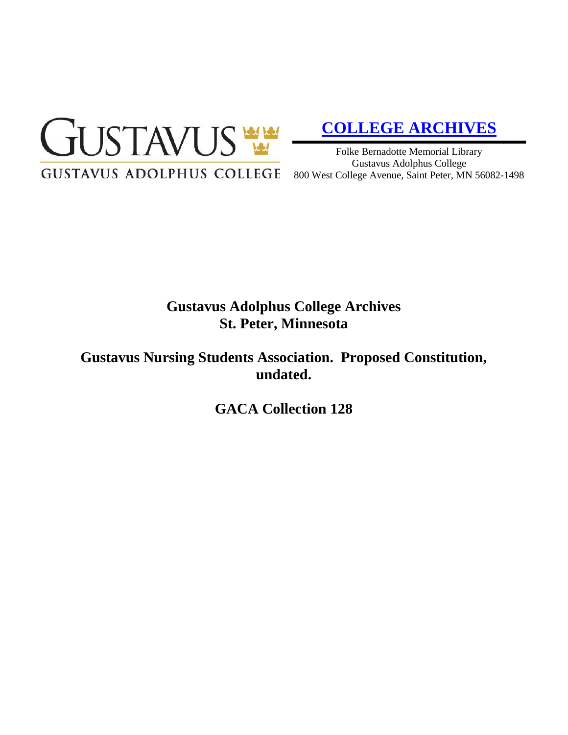GUSTAVUS

GUSTAVUS ADOLPHUS COLLEGE

**[COLLEGE ARCHIVES]**

Folke Bernadotte Memorial Library
Gustavus Adolphus College
800 West College Avenue, Saint Peter, MN 56082-1498

# Gustavus Adolphus College Archives
# St. Peter, Minnesota

## Gustavus Nursing Students Association. Proposed Constitution, undated.

## GACA Collection 128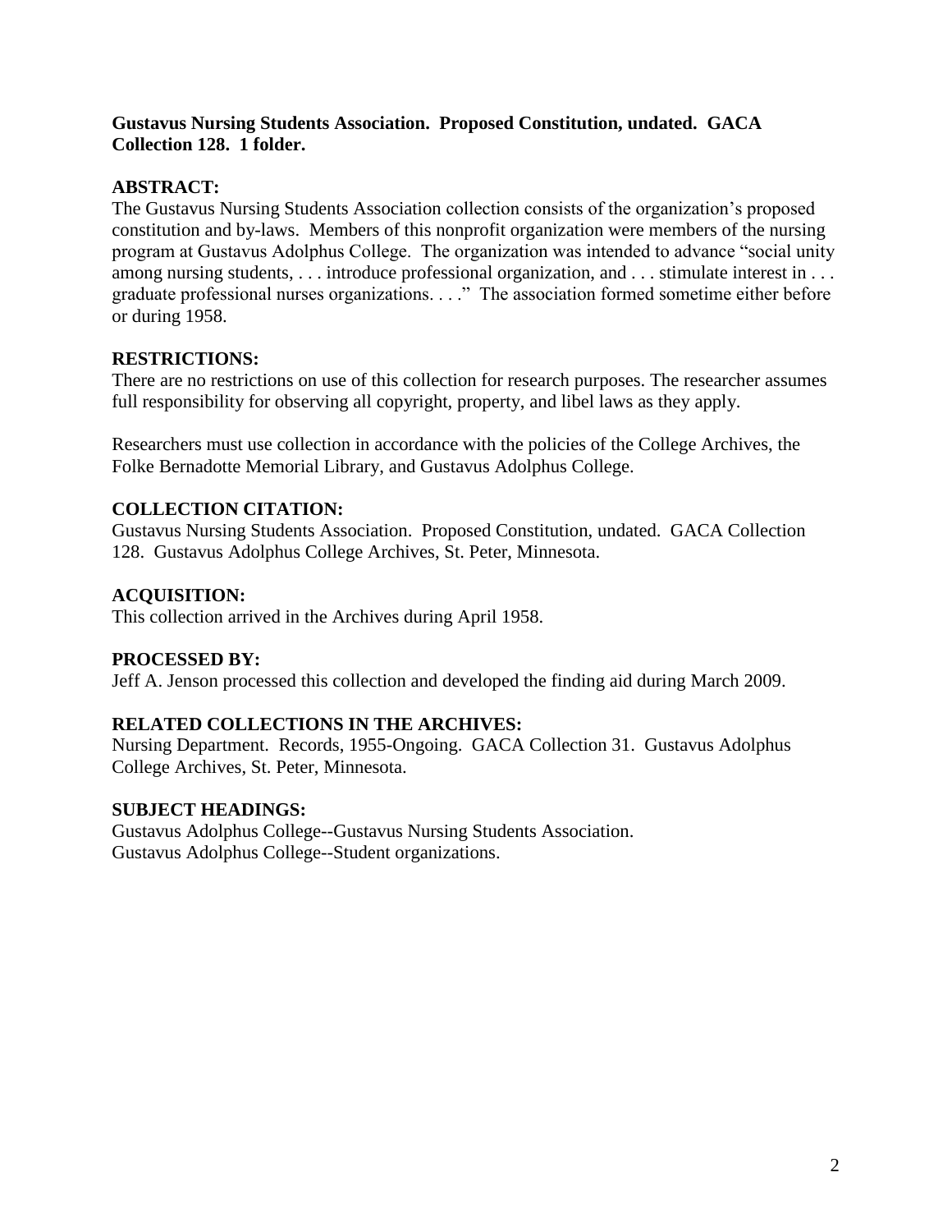**Gustavus Nursing Students Association. Proposed Constitution, undated. GACA Collection 128. 1 folder.**

## ABSTRACT:

The Gustavus Nursing Students Association collection consists of the organization's proposed constitution and by-laws. Members of this nonprofit organization were members of the nursing program at Gustavus Adolphus College. The organization was intended to advance "social unity among nursing students, . . . introduce professional organization, and . . . stimulate interest in . . . graduate professional nurses organizations. . . ." The association formed sometime either before or during 1958.

## RESTRICTIONS:

There are no restrictions on use of this collection for research purposes. The researcher assumes full responsibility for observing all copyright, property, and libel laws as they apply.

Researchers must use collection in accordance with the policies of the College Archives, the Folke Bernadotte Memorial Library, and Gustavus Adolphus College.

## COLLECTION CITATION:

Gustavus Nursing Students Association. Proposed Constitution, undated. GACA Collection 128. Gustavus Adolphus College Archives, St. Peter, Minnesota.

## ACQUISITION:

This collection arrived in the Archives during April 1958.

## PROCESSED BY:

Jeff A. Jenson processed this collection and developed the finding aid during March 2009.

## RELATED COLLECTIONS IN THE ARCHIVES:

Nursing Department. Records, 1955-Ongoing. GACA Collection 31. Gustavus Adolphus College Archives, St. Peter, Minnesota.

## SUBJECT HEADINGS:

Gustavus Adolphus College--Gustavus Nursing Students Association.
Gustavus Adolphus College--Student organizations.